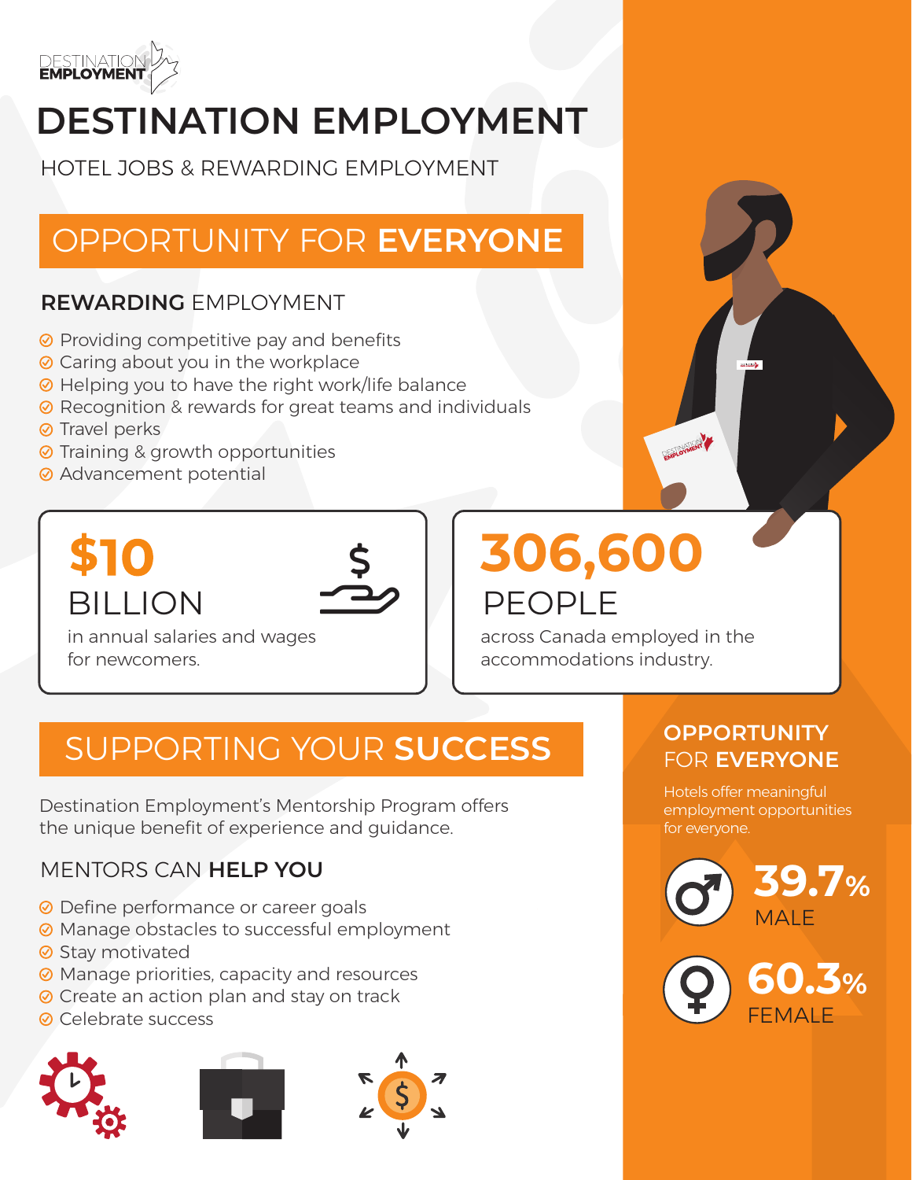DESTINATION EMPLOYMENT

# DESTINATION EMPLOYMENT

HOTEL JOBS & REWARDING EMPLOYMENT

## OPPORTUNITY FOR **EVERYONE**

### **REWARDING** EMPLOYMENT

- Providing competitive pay and benefits
- Caring about you in the workplace
- Helping you to have the right work/life balance
- Recognition & rewards for great teams and individuals
- Travel perks
- Training & growth opportunities
- Advancement potential

**$10** BILLION

in annual salaries and wages for newcomers.

**306,600** PEOPLE

across Canada employed in the accommodations industry.

## SUPPORTING YOUR **SUCCESS**

Destination Employment's Mentorship Program offers the unique benefit of experience and guidance.

### MENTORS CAN **HELP YOU**

- Define performance or career goals
- Manage obstacles to successful employment
- Stay motivated
- Manage priorities, capacity and resources
- Create an action plan and stay on track
- Celebrate success

### OPPORTUNITY FOR **EVERYONE**

Hotels offer meaningful employment opportunities for everyone.

**39.7%** MALE

**60.3%** FEMALE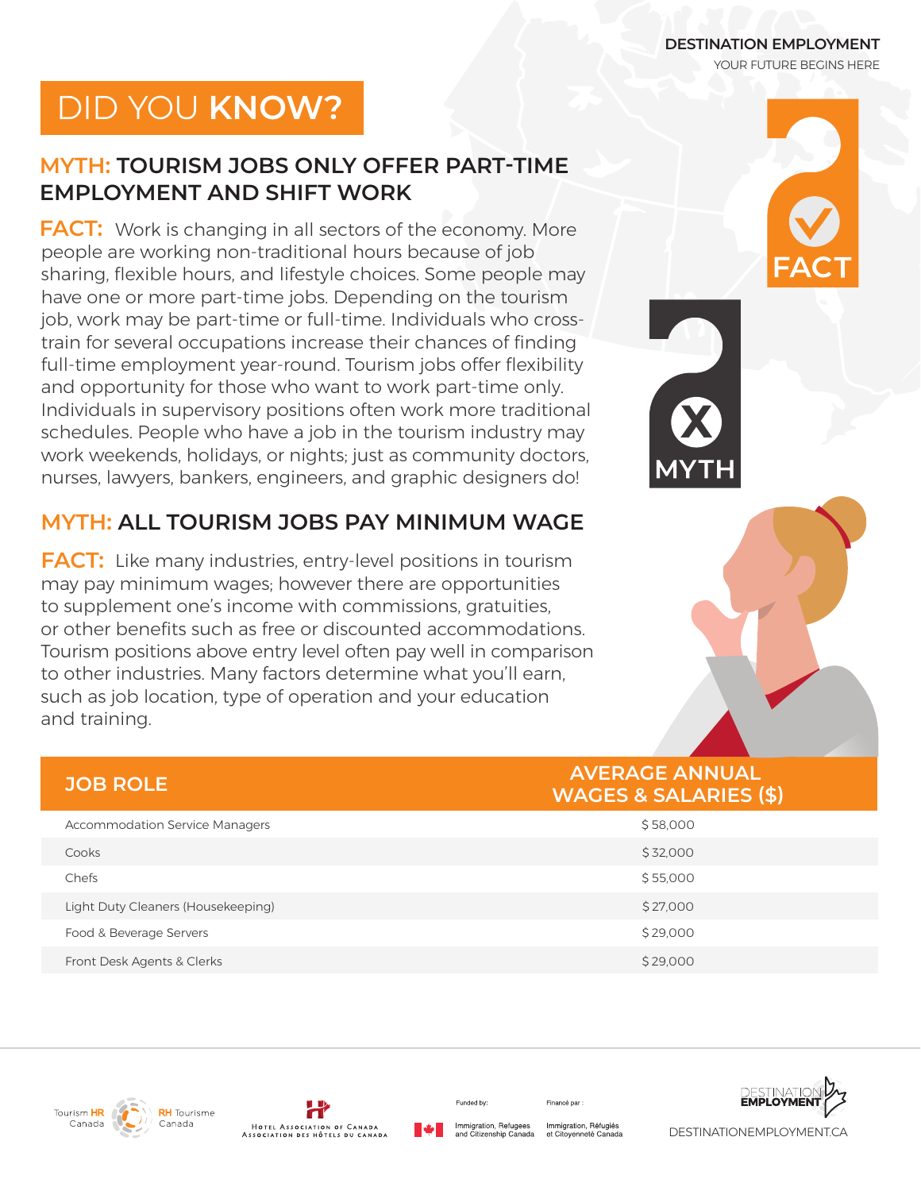DESTINATION EMPLOYMENT

YOUR FUTURE BEGINS HERE

# DID YOU **KNOW?**

## MYTH: TOURISM JOBS ONLY OFFER PART-TIME EMPLOYMENT AND SHIFT WORK

**FACT:** Work is changing in all sectors of the economy. More people are working non-traditional hours because of job sharing, flexible hours, and lifestyle choices. Some people may have one or more part-time jobs. Depending on the tourism job, work may be part-time or full-time. Individuals who cross-train for several occupations increase their chances of finding full-time employment year-round. Tourism jobs offer flexibility and opportunity for those who want to work part-time only. Individuals in supervisory positions often work more traditional schedules. People who have a job in the tourism industry may work weekends, holidays, or nights; just as community doctors, nurses, lawyers, bankers, engineers, and graphic designers do!

FACT

MYTH

## MYTH: ALL TOURISM JOBS PAY MINIMUM WAGE

**FACT:** Like many industries, entry-level positions in tourism may pay minimum wages; however there are opportunities to supplement one's income with commissions, gratuities, or other benefits such as free or discounted accommodations. Tourism positions above entry level often pay well in comparison to other industries. Many factors determine what you'll earn, such as job location, type of operation and your education and training.

| JOB ROLE | AVERAGE ANNUAL WAGES & SALARIES ($) |
|---|---|
| Accommodation Service Managers | $ 58,000 |
| Cooks | $ 32,000 |
| Chefs | $ 55,000 |
| Light Duty Cleaners (Housekeeping) | $ 27,000 |
| Food & Beverage Servers | $ 29,000 |
| Front Desk Agents & Clerks | $ 29,000 |

Tourism HR Canada | RH Tourisme Canada

Hotel Association of Canada | Association des Hôtels du Canada

Funded by: Immigration, Refugees and Citizenship Canada

Financé par : Immigration, Réfugiés et Citoyenneté Canada

DESTINATION EMPLOYMENT

DESTINATIONEMPLOYMENT.CA